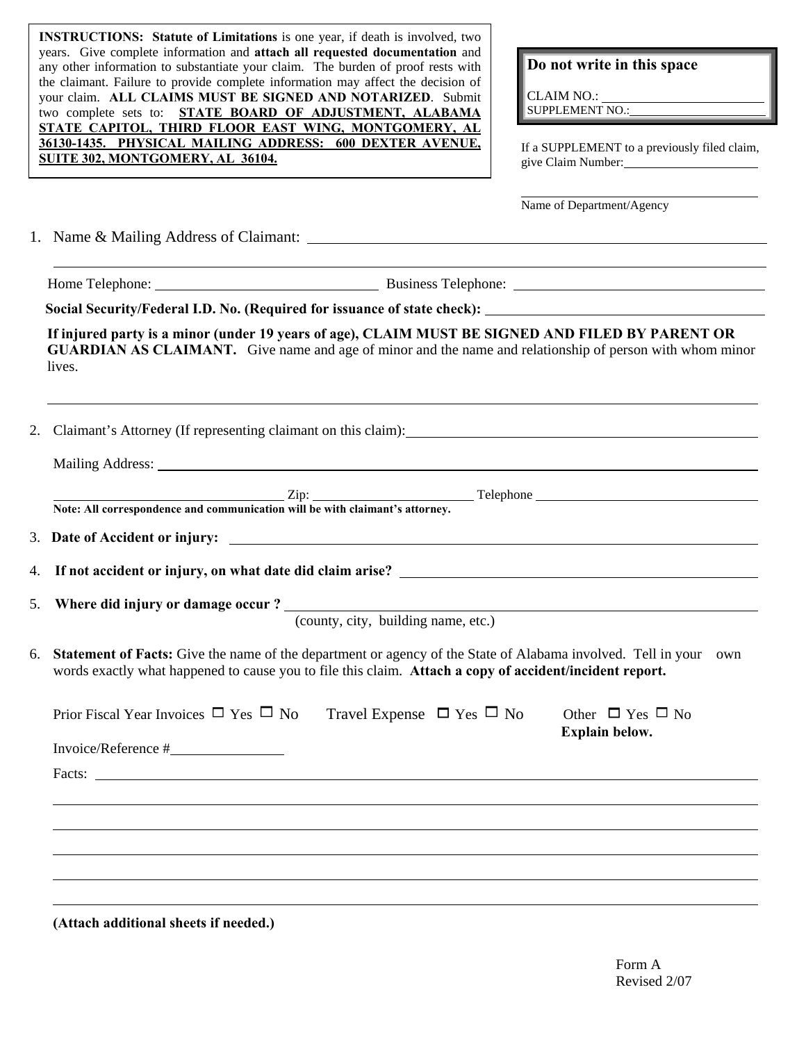**INSTRUCTIONS: Statute of Limitations** is one year, if death is involved, two years. Give complete information and **attach all requested documentation** and any other information to substantiate your claim. The burden of proof rests with the claimant. Failure to provide complete information may affect the decision of your claim. **ALL CLAIMS MUST BE SIGNED AND NOTARIZED**. Submit two complete sets to: **STATE BOARD OF ADJUSTMENT, ALABAMA STATE CAPITOL, THIRD FLOOR EAST WING, MONTGOMERY, AL 36130-1435. PHYSICAL MAILING ADDRESS: 600 DEXTER AVENUE, SUITE 302, MONTGOMERY, AL 36104.**

**Do not write in this space**

CLAIM NO.: ______________________

SUPPLEMENT NO.: ______________________

If a SUPPLEMENT to a previously filed claim, give Claim Number: ______________________

______________________

Name of Department/Agency

1. Name & Mailing Address of Claimant: ______________________

   ______________________

   Home Telephone: ______________________ Business Telephone: ______________________

   **Social Security/Federal I.D. No. (Required for issuance of state check):** ______________________

   **If injured party is a minor (under 19 years of age), CLAIM MUST BE SIGNED AND FILED BY PARENT OR GUARDIAN AS CLAIMANT.** Give name and age of minor and the name and relationship of person with whom minor lives.

   ______________________

2. Claimant's Attorney (If representing claimant on this claim): ______________________

   Mailing Address: ______________________

   ______________________ Zip: ______________________ Telephone ______________________

   **Note: All correspondence and communication will be with claimant's attorney.**

3. **Date of Accident or injury:** ______________________

4. **If not accident or injury, on what date did claim arise?** ______________________

5. **Where did injury or damage occur ?** ______________________
   (county, city, building name, etc.)

6. **Statement of Facts:** Give the name of the department or agency of the State of Alabama involved. Tell in your own words exactly what happened to cause you to file this claim. **Attach a copy of accident/incident report.**

   Prior Fiscal Year Invoices ☐ Yes ☐ No  Travel Expense ☐ Yes ☐ No  Other ☐ Yes ☐ No **Explain below.**

   Invoice/Reference # ______________________

   Facts: ______________________

   ______________________

   ______________________

   ______________________

   ______________________

   ______________________

   **(Attach additional sheets if needed.)**

Form A
Revised 2/07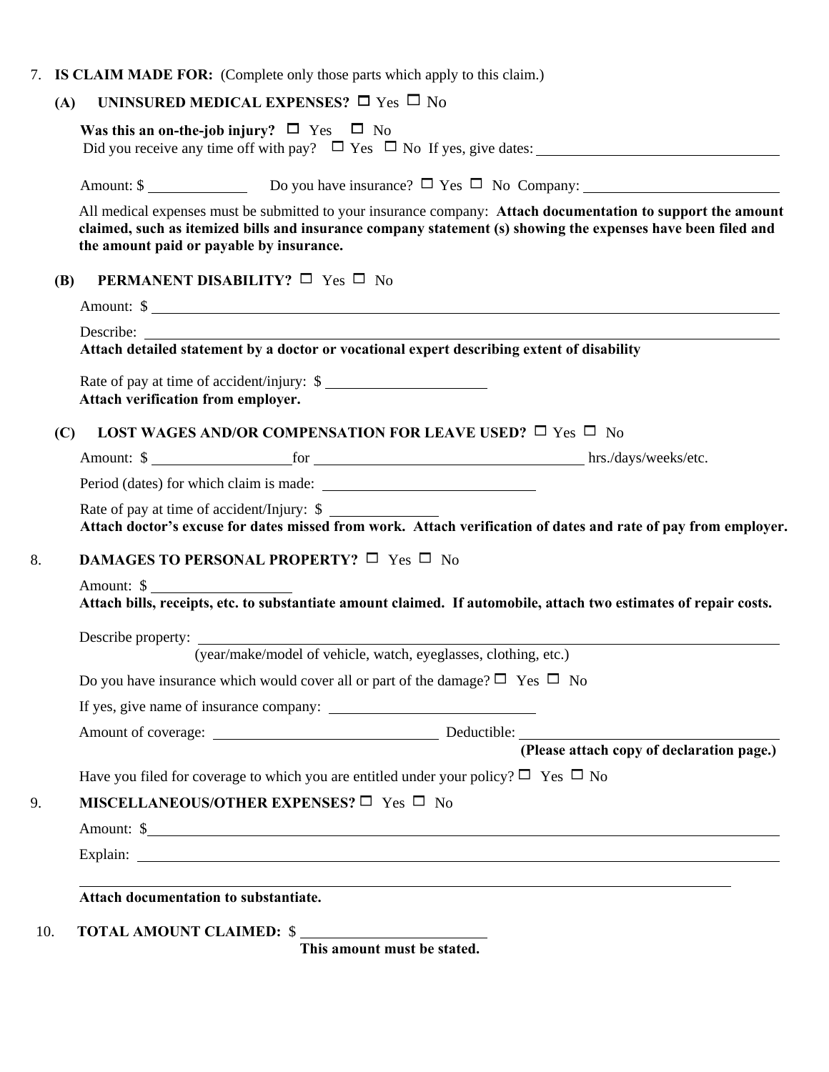7. **IS CLAIM MADE FOR:** (Complete only those parts which apply to this claim.)

   **(A) UNINSURED MEDICAL EXPENSES?** ☐ Yes ☐ No

   **Was this an on-the-job injury?** ☐ Yes ☐ No
   Did you receive any time off with pay? ☐ Yes ☐ No If yes, give dates: ______________________________

   Amount: $ ____________ Do you have insurance? ☐ Yes ☐ No Company: ________________________

   All medical expenses must be submitted to your insurance company: **Attach documentation to support the amount claimed, such as itemized bills and insurance company statement (s) showing the expenses have been filed and the amount paid or payable by insurance.**

   **(B) PERMANENT DISABILITY?** ☐ Yes ☐ No

   Amount: $ ______________________________________________________________

   Describe: ______________________________________________________________
   **Attach detailed statement by a doctor or vocational expert describing extent of disability**

   Rate of pay at time of accident/injury: $ ____________________
   **Attach verification from employer.**

   **(C) LOST WAGES AND/OR COMPENSATION FOR LEAVE USED?** ☐ Yes ☐ No

   Amount: $ ________________ for __________________________________ hrs./days/weeks/etc.

   Period (dates) for which claim is made: ____________________________

   Rate of pay at time of accident/Injury: $ ______________
   **Attach doctor's excuse for dates missed from work. Attach verification of dates and rate of pay from employer.**

8. **DAMAGES TO PERSONAL PROPERTY?** ☐ Yes ☐ No

   Amount: $ __________________
   **Attach bills, receipts, etc. to substantiate amount claimed. If automobile, attach two estimates of repair costs.**

   Describe property: ______________________________________________________________
   (year/make/model of vehicle, watch, eyeglasses, clothing, etc.)

   Do you have insurance which would cover all or part of the damage? ☐ Yes ☐ No

   If yes, give name of insurance company: ____________________________

   Amount of coverage: ______________________________ Deductible: ______________________________
   **(Please attach copy of declaration page.)**

   Have you filed for coverage to which you are entitled under your policy? ☐ Yes ☐ No

9. **MISCELLANEOUS/OTHER EXPENSES?** ☐ Yes ☐ No

   Amount: $ ______________________________________________________________

   Explain: ______________________________________________________________

   ______________________________________________________________

   **Attach documentation to substantiate.**

10. **TOTAL AMOUNT CLAIMED:** $ ________________________
    **This amount must be stated.**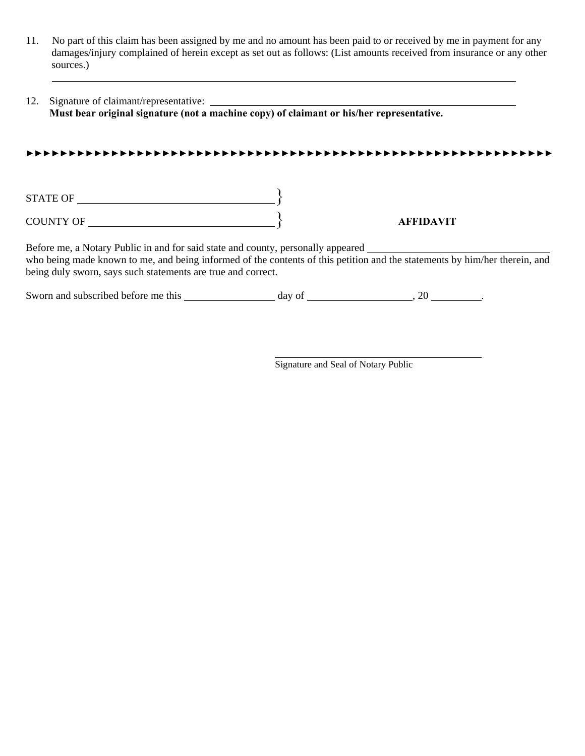11. No part of this claim has been assigned by me and no amount has been paid to or received by me in payment for any damages/injury complained of herein except as set out as follows: (List amounts received from insurance or any other sources.)

    ______________________________________________________________________________

12. Signature of claimant/representative: ____________________________________________
    **Must bear original signature (not a machine copy) of claimant or his/her representative.**

►►►►►►►►►►►►►►►►►►►►►►►►►►►►►►►►►►►►►►►►►►►►►►►►►►►►►►►►►►►►►►►►►

STATE OF ________________________ }

COUNTY OF ______________________ } **AFFIDAVIT**

Before me, a Notary Public in and for said state and county, personally appeared ________________________ who being made known to me, and being informed of the contents of this petition and the statements by him/her therein, and being duly sworn, says such statements are true and correct.

Sworn and subscribed before me this ____________ day of ______________, 20 _______.

______________________________
Signature and Seal of Notary Public